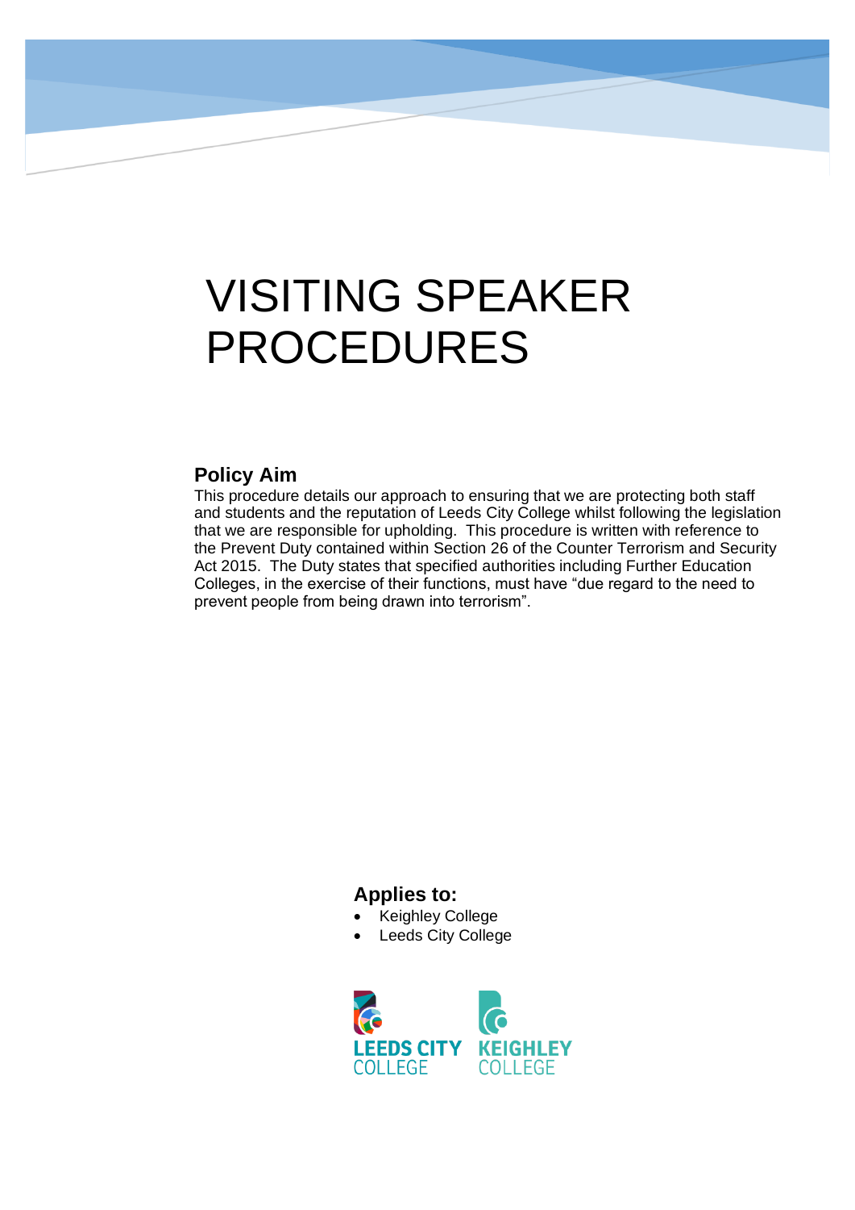# VISITING SPEAKER PROCEDURES

## Policy Aim

This procedure details our approach to ensuring that we are protecting both staff and students and the reputation of Leeds City College whilst following the legislation that we are responsible for upholding. This procedure is written with reference to the Prevent Duty contained within Section 26 of the Counter Terrorism and Security Act 2015. The Duty states that specified authorities including Further Education Colleges, in the exercise of their functions, must have "due regard to the need to prevent people from being drawn into terrorism".

## Applies to:

- Keighley College
- Leeds City College

LEEDS CITY COLLEGE KEIGHLEY COLLEGE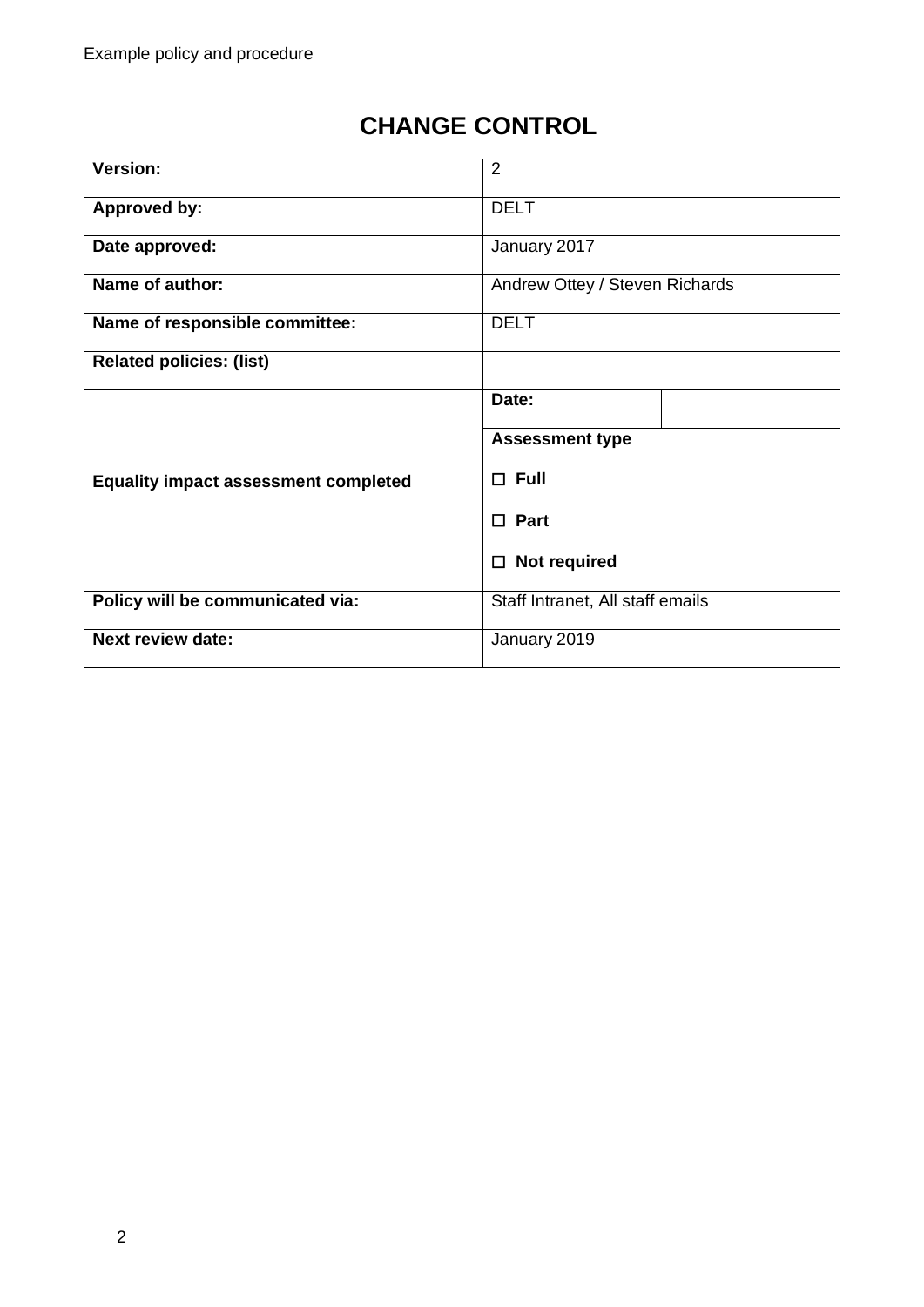# CHANGE CONTROL

| | | |
|---|---|---|
| **Version:** | 2 | |
| **Approved by:** | DELT | |
| **Date approved:** | January 2017 | |
| **Name of author:** | Andrew Ottey / Steven Richards | |
| **Name of responsible committee:** | DELT | |
| **Related policies: (list)** | | |
| **Equality impact assessment completed** | **Date:** | |
| | **Assessment type**<br><br>☐ **Full**<br><br>☐ **Part**<br><br>☐ **Not required** | |
| **Policy will be communicated via:** | Staff Intranet, All staff emails | |
| **Next review date:** | January 2019 | |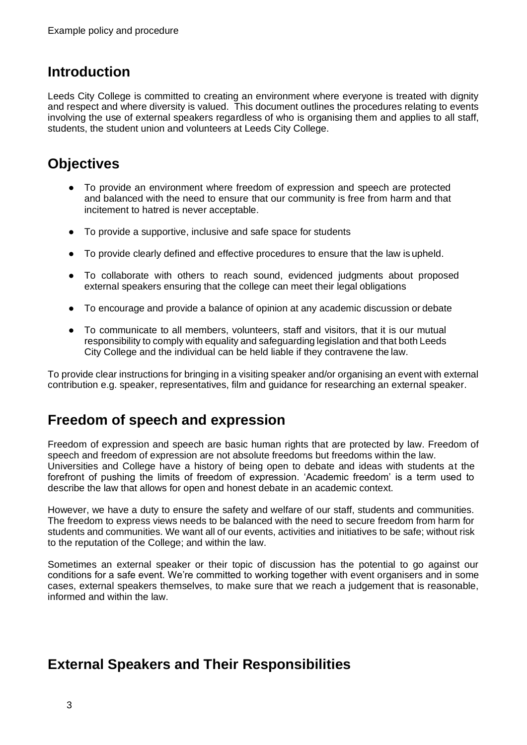## Introduction

Leeds City College is committed to creating an environment where everyone is treated with dignity and respect and where diversity is valued. This document outlines the procedures relating to events involving the use of external speakers regardless of who is organising them and applies to all staff, students, the student union and volunteers at Leeds City College.

## Objectives

- To provide an environment where freedom of expression and speech are protected and balanced with the need to ensure that our community is free from harm and that incitement to hatred is never acceptable.
- To provide a supportive, inclusive and safe space for students
- To provide clearly defined and effective procedures to ensure that the law is upheld.
- To collaborate with others to reach sound, evidenced judgments about proposed external speakers ensuring that the college can meet their legal obligations
- To encourage and provide a balance of opinion at any academic discussion or debate
- To communicate to all members, volunteers, staff and visitors, that it is our mutual responsibility to comply with equality and safeguarding legislation and that both Leeds City College and the individual can be held liable if they contravene the law.

To provide clear instructions for bringing in a visiting speaker and/or organising an event with external contribution e.g. speaker, representatives, film and guidance for researching an external speaker.

## Freedom of speech and expression

Freedom of expression and speech are basic human rights that are protected by law. Freedom of speech and freedom of expression are not absolute freedoms but freedoms within the law. Universities and College have a history of being open to debate and ideas with students at the forefront of pushing the limits of freedom of expression. 'Academic freedom' is a term used to describe the law that allows for open and honest debate in an academic context.

However, we have a duty to ensure the safety and welfare of our staff, students and communities. The freedom to express views needs to be balanced with the need to secure freedom from harm for students and communities. We want all of our events, activities and initiatives to be safe; without risk to the reputation of the College; and within the law.

Sometimes an external speaker or their topic of discussion has the potential to go against our conditions for a safe event. We're committed to working together with event organisers and in some cases, external speakers themselves, to make sure that we reach a judgement that is reasonable, informed and within the law.

## External Speakers and Their Responsibilities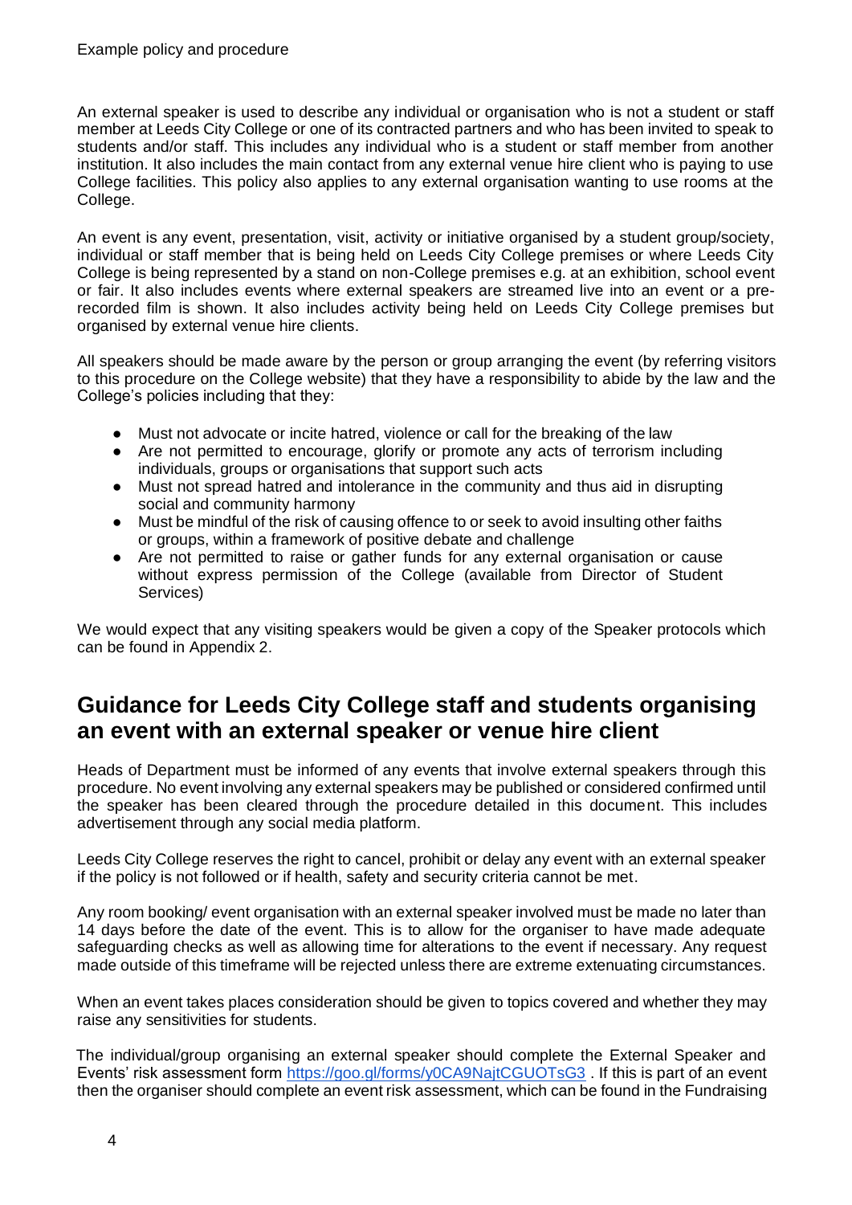An external speaker is used to describe any individual or organisation who is not a student or staff member at Leeds City College or one of its contracted partners and who has been invited to speak to students and/or staff. This includes any individual who is a student or staff member from another institution. It also includes the main contact from any external venue hire client who is paying to use College facilities. This policy also applies to any external organisation wanting to use rooms at the College.

An event is any event, presentation, visit, activity or initiative organised by a student group/society, individual or staff member that is being held on Leeds City College premises or where Leeds City College is being represented by a stand on non-College premises e.g. at an exhibition, school event or fair. It also includes events where external speakers are streamed live into an event or a pre-recorded film is shown. It also includes activity being held on Leeds City College premises but organised by external venue hire clients.

All speakers should be made aware by the person or group arranging the event (by referring visitors to this procedure on the College website) that they have a responsibility to abide by the law and the College's policies including that they:

- Must not advocate or incite hatred, violence or call for the breaking of the law
- Are not permitted to encourage, glorify or promote any acts of terrorism including individuals, groups or organisations that support such acts
- Must not spread hatred and intolerance in the community and thus aid in disrupting social and community harmony
- Must be mindful of the risk of causing offence to or seek to avoid insulting other faiths or groups, within a framework of positive debate and challenge
- Are not permitted to raise or gather funds for any external organisation or cause without express permission of the College (available from Director of Student Services)

We would expect that any visiting speakers would be given a copy of the Speaker protocols which can be found in Appendix 2.

## Guidance for Leeds City College staff and students organising an event with an external speaker or venue hire client

Heads of Department must be informed of any events that involve external speakers through this procedure. No event involving any external speakers may be published or considered confirmed until the speaker has been cleared through the procedure detailed in this document. This includes advertisement through any social media platform.

Leeds City College reserves the right to cancel, prohibit or delay any event with an external speaker if the policy is not followed or if health, safety and security criteria cannot be met.

Any room booking/ event organisation with an external speaker involved must be made no later than 14 days before the date of the event. This is to allow for the organiser to have made adequate safeguarding checks as well as allowing time for alterations to the event if necessary. Any request made outside of this timeframe will be rejected unless there are extreme extenuating circumstances.

When an event takes places consideration should be given to topics covered and whether they may raise any sensitivities for students.

The individual/group organising an external speaker should complete the External Speaker and Events' risk assessment form https://goo.gl/forms/y0CA9NajtCGUOTsG3 . If this is part of an event then the organiser should complete an event risk assessment, which can be found in the Fundraising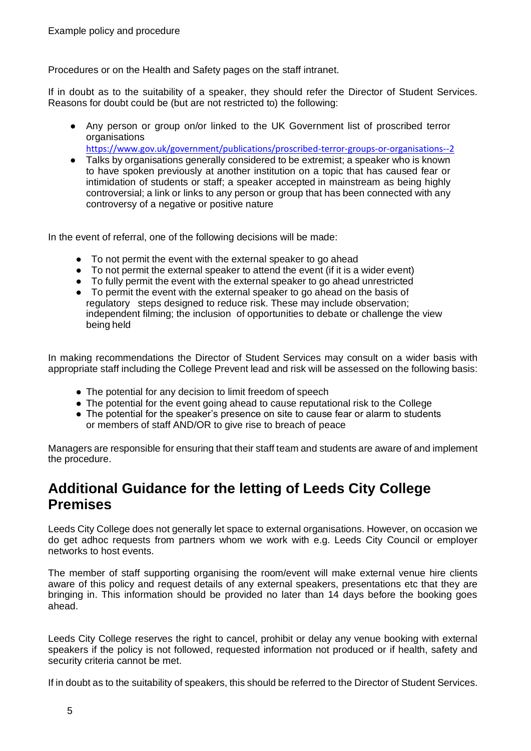Procedures or on the Health and Safety pages on the staff intranet.

If in doubt as to the suitability of a speaker, they should refer the Director of Student Services. Reasons for doubt could be (but are not restricted to) the following:

- Any person or group on/or linked to the UK Government list of proscribed terror organisations https://www.gov.uk/government/publications/proscribed-terror-groups-or-organisations--2
- Talks by organisations generally considered to be extremist; a speaker who is known to have spoken previously at another institution on a topic that has caused fear or intimidation of students or staff; a speaker accepted in mainstream as being highly controversial; a link or links to any person or group that has been connected with any controversy of a negative or positive nature

In the event of referral, one of the following decisions will be made:

- To not permit the event with the external speaker to go ahead
- To not permit the external speaker to attend the event (if it is a wider event)
- To fully permit the event with the external speaker to go ahead unrestricted
- To permit the event with the external speaker to go ahead on the basis of regulatory steps designed to reduce risk. These may include observation; independent filming; the inclusion of opportunities to debate or challenge the view being held

In making recommendations the Director of Student Services may consult on a wider basis with appropriate staff including the College Prevent lead and risk will be assessed on the following basis:

- The potential for any decision to limit freedom of speech
- The potential for the event going ahead to cause reputational risk to the College
- The potential for the speaker's presence on site to cause fear or alarm to students or members of staff AND/OR to give rise to breach of peace

Managers are responsible for ensuring that their staff team and students are aware of and implement the procedure.

## Additional Guidance for the letting of Leeds City College Premises

Leeds City College does not generally let space to external organisations. However, on occasion we do get adhoc requests from partners whom we work with e.g. Leeds City Council or employer networks to host events.

The member of staff supporting organising the room/event will make external venue hire clients aware of this policy and request details of any external speakers, presentations etc that they are bringing in. This information should be provided no later than 14 days before the booking goes ahead.

Leeds City College reserves the right to cancel, prohibit or delay any venue booking with external speakers if the policy is not followed, requested information not produced or if health, safety and security criteria cannot be met.

If in doubt as to the suitability of speakers, this should be referred to the Director of Student Services.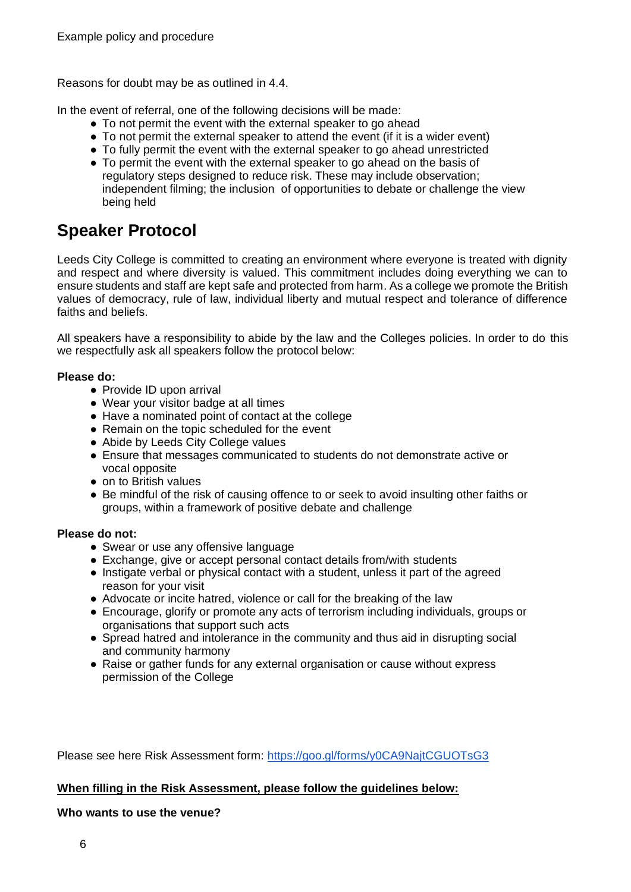Reasons for doubt may be as outlined in 4.4.

In the event of referral, one of the following decisions will be made:

- To not permit the event with the external speaker to go ahead
- To not permit the external speaker to attend the event (if it is a wider event)
- To fully permit the event with the external speaker to go ahead unrestricted
- To permit the event with the external speaker to go ahead on the basis of regulatory steps designed to reduce risk. These may include observation; independent filming; the inclusion of opportunities to debate or challenge the view being held

## Speaker Protocol

Leeds City College is committed to creating an environment where everyone is treated with dignity and respect and where diversity is valued. This commitment includes doing everything we can to ensure students and staff are kept safe and protected from harm. As a college we promote the British values of democracy, rule of law, individual liberty and mutual respect and tolerance of difference faiths and beliefs.

All speakers have a responsibility to abide by the law and the Colleges policies. In order to do this we respectfully ask all speakers follow the protocol below:

**Please do:**

- Provide ID upon arrival
- Wear your visitor badge at all times
- Have a nominated point of contact at the college
- Remain on the topic scheduled for the event
- Abide by Leeds City College values
- Ensure that messages communicated to students do not demonstrate active or vocal opposite
- on to British values
- Be mindful of the risk of causing offence to or seek to avoid insulting other faiths or groups, within a framework of positive debate and challenge

**Please do not:**

- Swear or use any offensive language
- Exchange, give or accept personal contact details from/with students
- Instigate verbal or physical contact with a student, unless it part of the agreed reason for your visit
- Advocate or incite hatred, violence or call for the breaking of the law
- Encourage, glorify or promote any acts of terrorism including individuals, groups or organisations that support such acts
- Spread hatred and intolerance in the community and thus aid in disrupting social and community harmony
- Raise or gather funds for any external organisation or cause without express permission of the College

Please see here Risk Assessment form: https://goo.gl/forms/y0CA9NajtCGUOTsG3

**When filling in the Risk Assessment, please follow the guidelines below:**

**Who wants to use the venue?**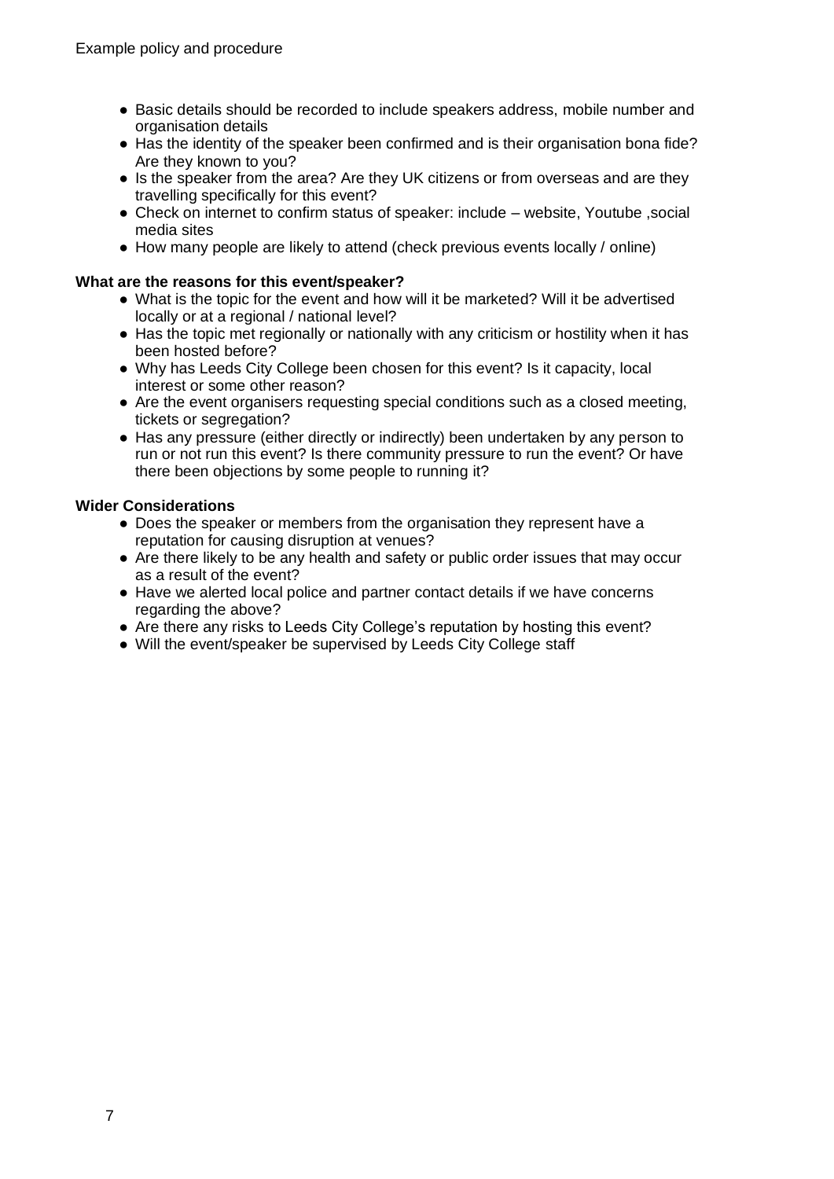- Basic details should be recorded to include speakers address, mobile number and organisation details
- Has the identity of the speaker been confirmed and is their organisation bona fide? Are they known to you?
- Is the speaker from the area? Are they UK citizens or from overseas and are they travelling specifically for this event?
- Check on internet to confirm status of speaker: include – website, Youtube ,social media sites
- How many people are likely to attend (check previous events locally / online)

**What are the reasons for this event/speaker?**

- What is the topic for the event and how will it be marketed? Will it be advertised locally or at a regional / national level?
- Has the topic met regionally or nationally with any criticism or hostility when it has been hosted before?
- Why has Leeds City College been chosen for this event? Is it capacity, local interest or some other reason?
- Are the event organisers requesting special conditions such as a closed meeting, tickets or segregation?
- Has any pressure (either directly or indirectly) been undertaken by any person to run or not run this event? Is there community pressure to run the event? Or have there been objections by some people to running it?

**Wider Considerations**

- Does the speaker or members from the organisation they represent have a reputation for causing disruption at venues?
- Are there likely to be any health and safety or public order issues that may occur as a result of the event?
- Have we alerted local police and partner contact details if we have concerns regarding the above?
- Are there any risks to Leeds City College's reputation by hosting this event?
- Will the event/speaker be supervised by Leeds City College staff